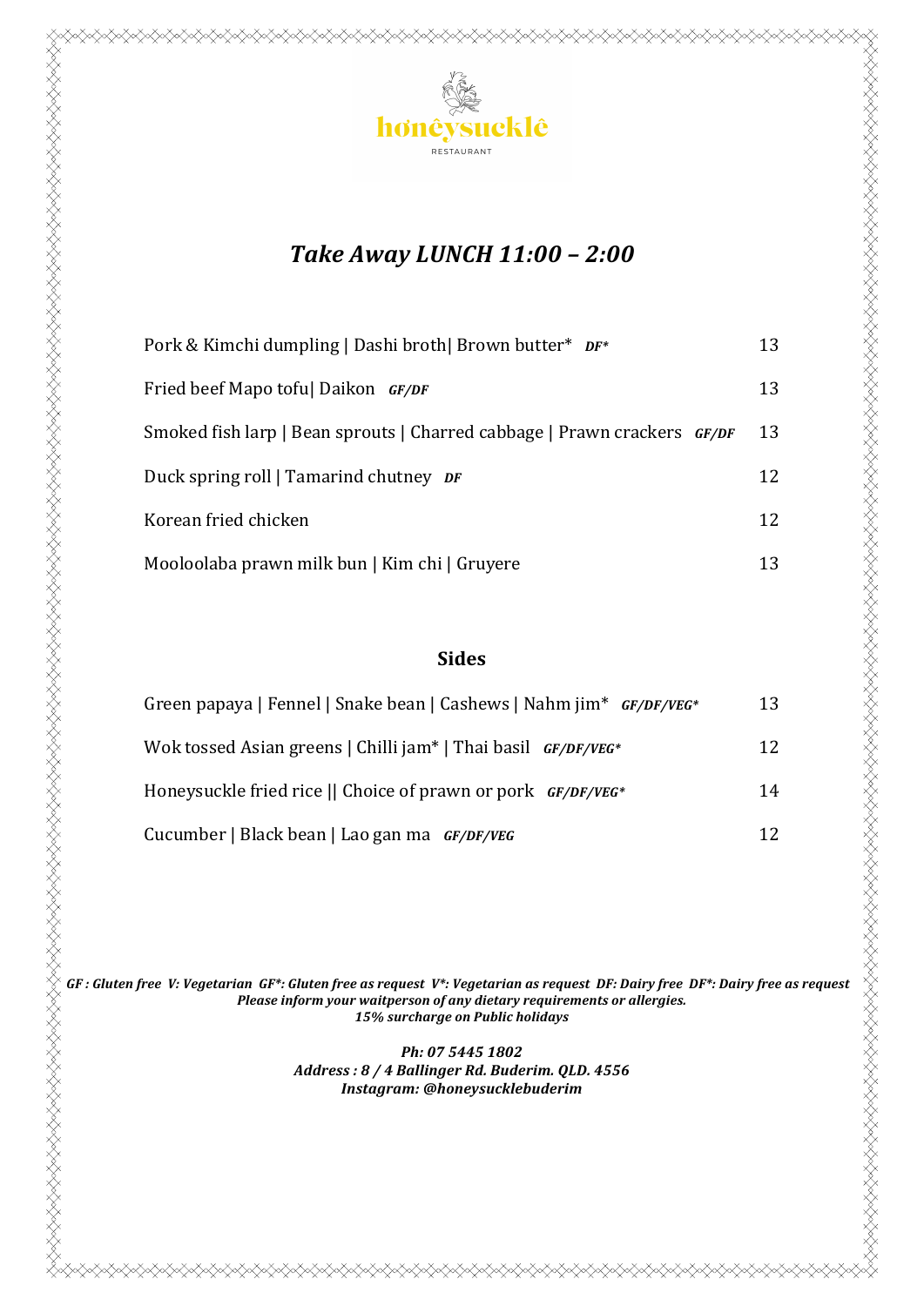# honeysuckle

RESTAURANT

## *Take Away LUNCH 11:00 – 2:00*

| | |
|---|---|
| Pork & Kimchi dumpling \| Dashi broth\| Brown butter* ***DF**** | 13 |
| Fried beef Mapo tofu\| Daikon ***GF/DF*** | 13 |
| Smoked fish larp \| Bean sprouts \| Charred cabbage \| Prawn crackers ***GF/DF*** | 13 |
| Duck spring roll \| Tamarind chutney ***DF*** | 12 |
| Korean fried chicken | 12 |
| Mooloolaba prawn milk bun \| Kim chi \| Gruyere | 13 |

### Sides

| | |
|---|---|
| Green papaya \| Fennel \| Snake bean \| Cashews \| Nahm jim* ***GF/DF/VEG**** | 13 |
| Wok tossed Asian greens \| Chilli jam* \| Thai basil ***GF/DF/VEG**** | 12 |
| Honeysuckle fried rice \|\| Choice of prawn or pork ***GF/DF/VEG**** | 14 |
| Cucumber \| Black bean \| Lao gan ma ***GF/DF/VEG*** | 12 |

***GF : Gluten free V: Vegetarian GF*: Gluten free as request V*: Vegetarian as request DF: Dairy free DF*: Dairy free as request***
***Please inform your waitperson of any dietary requirements or allergies.***
***15% surcharge on Public holidays***

***Ph: 07 5445 1802***
***Address : 8 / 4 Ballinger Rd. Buderim. QLD. 4556***
***Instagram: @honeysucklebuderim***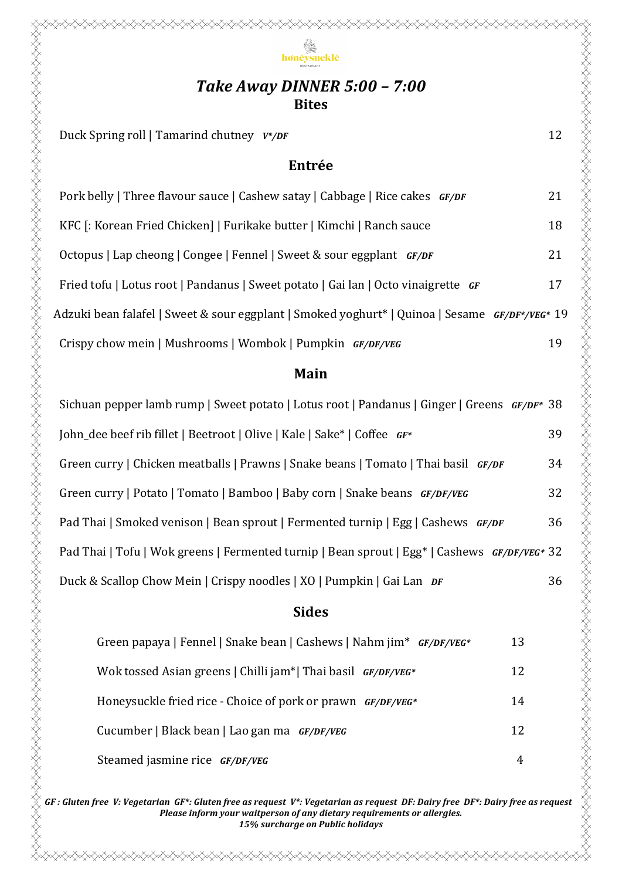honeysuckle
RESTAURANT

# *Take Away DINNER 5:00 – 7:00*

## Bites

| | |
|---|---|
| Duck Spring roll \| Tamarind chutney ***V*/DF*** | 12 |

## Entrée

| | |
|---|---|
| Pork belly \| Three flavour sauce \| Cashew satay \| Cabbage \| Rice cakes ***GF/DF*** | 21 |
| KFC [: Korean Fried Chicken] \| Furikake butter \| Kimchi \| Ranch sauce | 18 |
| Octopus \| Lap cheong \| Congee \| Fennel \| Sweet & sour eggplant ***GF/DF*** | 21 |
| Fried tofu \| Lotus root \| Pandanus \| Sweet potato \| Gai lan \| Octo vinaigrette ***GF*** | 17 |
| Adzuki bean falafel \| Sweet & sour eggplant \| Smoked yoghurt* \| Quinoa \| Sesame ***GF/DF*/VEG**** | 19 |
| Crispy chow mein \| Mushrooms \| Wombok \| Pumpkin ***GF/DF/VEG*** | 19 |

## Main

| | |
|---|---|
| Sichuan pepper lamb rump \| Sweet potato \| Lotus root \| Pandanus \| Ginger \| Greens ***GF/DF**** | 38 |
| John_dee beef rib fillet \| Beetroot \| Olive \| Kale \| Sake* \| Coffee ***GF**** | 39 |
| Green curry \| Chicken meatballs \| Prawns \| Snake beans \| Tomato \| Thai basil ***GF/DF*** | 34 |
| Green curry \| Potato \| Tomato \| Bamboo \| Baby corn \| Snake beans ***GF/DF/VEG*** | 32 |
| Pad Thai \| Smoked venison \| Bean sprout \| Fermented turnip \| Egg \| Cashews ***GF/DF*** | 36 |
| Pad Thai \| Tofu \| Wok greens \| Fermented turnip \| Bean sprout \| Egg* \| Cashews ***GF/DF/VEG**** | 32 |
| Duck & Scallop Chow Mein \| Crispy noodles \| XO \| Pumpkin \| Gai Lan ***DF*** | 36 |

## Sides

| | |
|---|---|
| Green papaya \| Fennel \| Snake bean \| Cashews \| Nahm jim* ***GF/DF/VEG**** | 13 |
| Wok tossed Asian greens \| Chilli jam*\| Thai basil ***GF/DF/VEG**** | 12 |
| Honeysuckle fried rice - Choice of pork or prawn ***GF/DF/VEG**** | 14 |
| Cucumber \| Black bean \| Lao gan ma ***GF/DF/VEG*** | 12 |
| Steamed jasmine rice ***GF/DF/VEG*** | 4 |

***GF : Gluten free V: Vegetarian GF*: Gluten free as request V*: Vegetarian as request DF: Dairy free DF*: Dairy free as request***
***Please inform your waitperson of any dietary requirements or allergies.***
***15% surcharge on Public holidays***